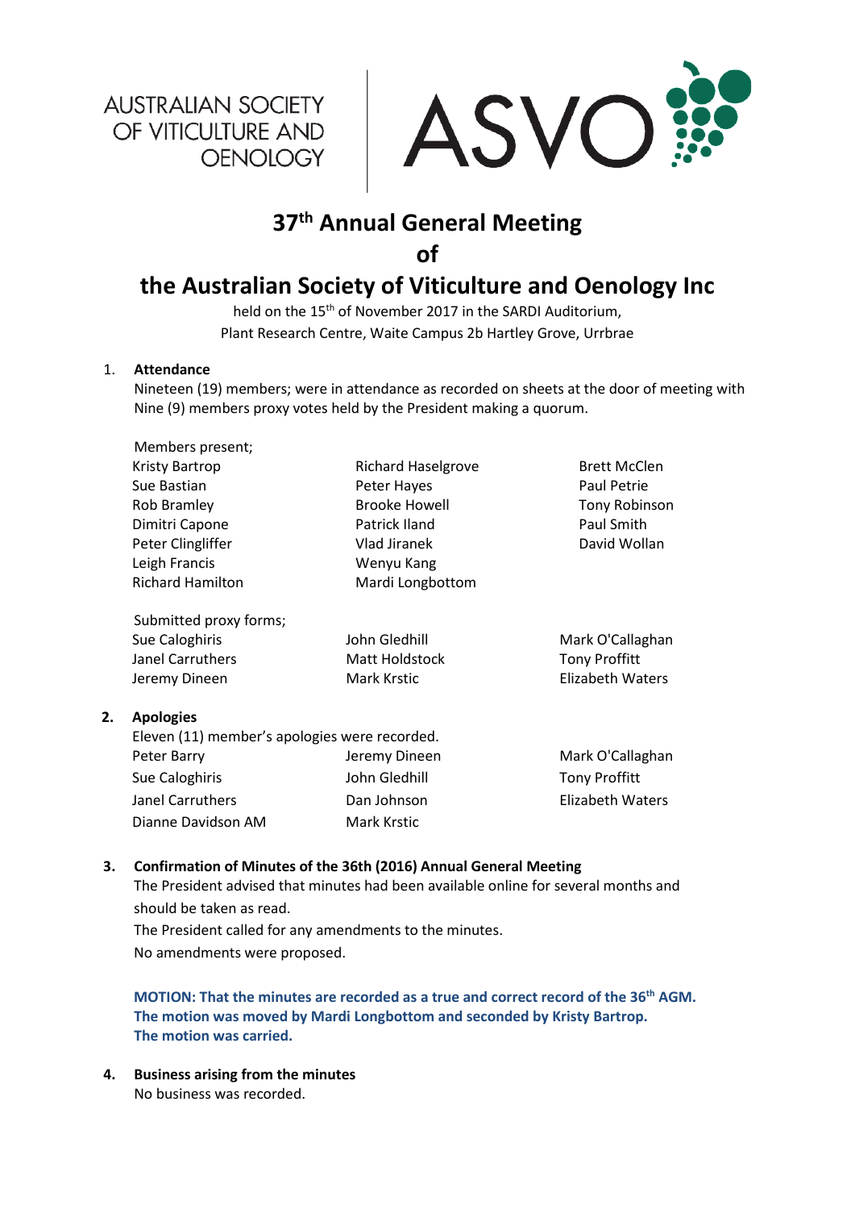AUSTRALIAN SOCIETY OF VITICULTURE AND OENOLOGY

ASVO

# 37th Annual General Meeting of the Australian Society of Viticulture and Oenology Inc

held on the 15th of November 2017 in the SARDI Auditorium, Plant Research Centre, Waite Campus 2b Hartley Grove, Urrbrae

1. **Attendance**

Nineteen (19) members; were in attendance as recorded on sheets at the door of meeting with Nine (9) members proxy votes held by the President making a quorum.

Members present;

| | | |
|---|---|---|
| Kristy Bartrop | Richard Haselgrove | Brett McClen |
| Sue Bastian | Peter Hayes | Paul Petrie |
| Rob Bramley | Brooke Howell | Tony Robinson |
| Dimitri Capone | Patrick Iland | Paul Smith |
| Peter Clingliffer | Vlad Jiranek | David Wollan |
| Leigh Francis | Wenyu Kang | |
| Richard Hamilton | Mardi Longbottom | |

Submitted proxy forms;

| | | |
|---|---|---|
| Sue Caloghiris | John Gledhill | Mark O'Callaghan |
| Janel Carruthers | Matt Holdstock | Tony Proffitt |
| Jeremy Dineen | Mark Krstic | Elizabeth Waters |

2. **Apologies**

Eleven (11) member's apologies were recorded.

| | | |
|---|---|---|
| Peter Barry | Jeremy Dineen | Mark O'Callaghan |
| Sue Caloghiris | John Gledhill | Tony Proffitt |
| Janel Carruthers | Dan Johnson | Elizabeth Waters |
| Dianne Davidson AM | Mark Krstic | |

3. **Confirmation of Minutes of the 36th (2016) Annual General Meeting**

The President advised that minutes had been available online for several months and should be taken as read.

The President called for any amendments to the minutes.

No amendments were proposed.

**MOTION: That the minutes are recorded as a true and correct record of the 36th AGM.**
**The motion was moved by Mardi Longbottom and seconded by Kristy Bartrop.**
**The motion was carried.**

4. **Business arising from the minutes**

No business was recorded.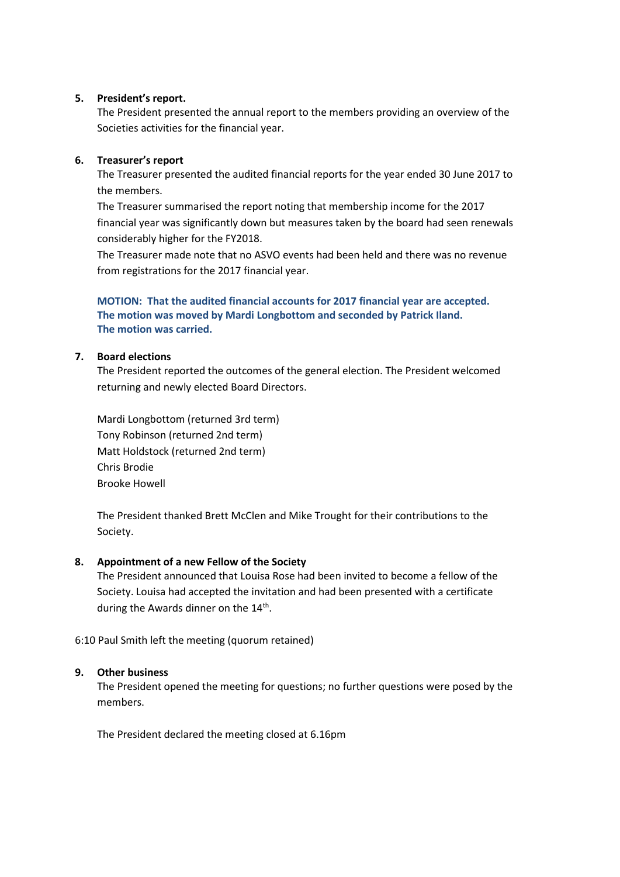5. **President's report.**
   The President presented the annual report to the members providing an overview of the Societies activities for the financial year.

6. **Treasurer's report**
   The Treasurer presented the audited financial reports for the year ended 30 June 2017 to the members.
   The Treasurer summarised the report noting that membership income for the 2017 financial year was significantly down but measures taken by the board had seen renewals considerably higher for the FY2018.
   The Treasurer made note that no ASVO events had been held and there was no revenue from registrations for the 2017 financial year.

   **MOTION: That the audited financial accounts for 2017 financial year are accepted.**
   **The motion was moved by Mardi Longbottom and seconded by Patrick Iland.**
   **The motion was carried.**

7. **Board elections**
   The President reported the outcomes of the general election. The President welcomed returning and newly elected Board Directors.

   Mardi Longbottom (returned 3rd term)
   Tony Robinson (returned 2nd term)
   Matt Holdstock (returned 2nd term)
   Chris Brodie
   Brooke Howell

   The President thanked Brett McClen and Mike Trought for their contributions to the Society.

8. **Appointment of a new Fellow of the Society**
   The President announced that Louisa Rose had been invited to become a fellow of the Society. Louisa had accepted the invitation and had been presented with a certificate during the Awards dinner on the 14th.

6:10 Paul Smith left the meeting (quorum retained)

9. **Other business**
   The President opened the meeting for questions; no further questions were posed by the members.

   The President declared the meeting closed at 6.16pm